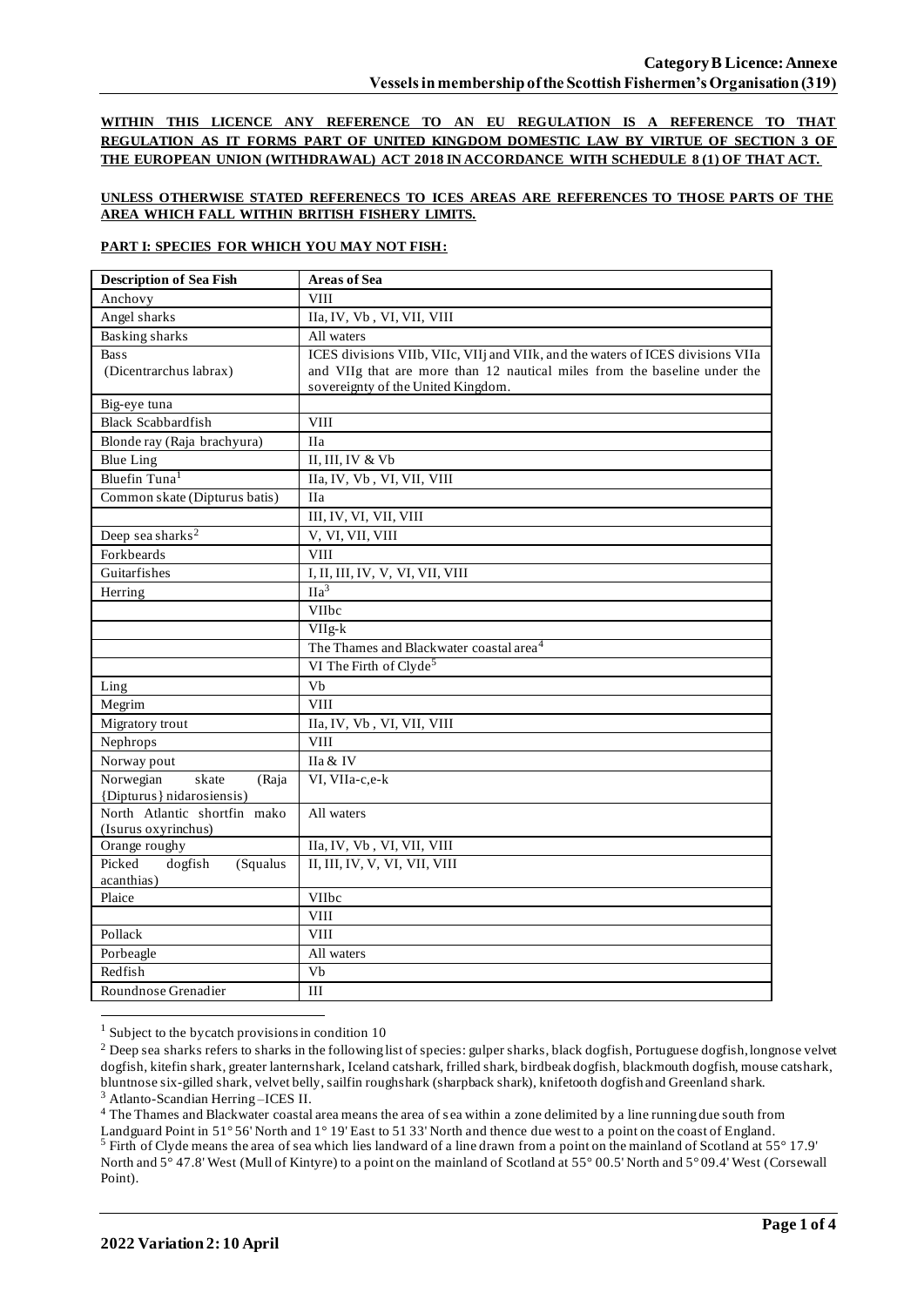**WITHIN THIS LICENCE ANY REFERENCE TO AN EU REGULATION IS A REFERENCE TO THAT REGULATION AS IT FORMS PART OF UNITED KINGDOM DOMESTIC LAW BY VIRTUE OF SECTION 3 OF THE EUROPEAN UNION (WITHDRAWAL) ACT 2018 IN ACCORDANCE WITH SCHEDULE 8 (1) OF THAT ACT.**

**UNLESS OTHERWISE STATED REFERENECS TO ICES AREAS ARE REFERENCES TO THOSE PARTS OF THE AREA WHICH FALL WITHIN BRITISH FISHERY LIMITS.**

**PART I: SPECIES FOR WHICH YOU MAY NOT FISH:**

| Description of Sea Fish | Areas of Sea |
|---|---|
| Anchovy | VIII |
| Angel sharks | IIa, IV, Vb , VI, VII, VIII |
| Basking sharks | All waters |
| Bass (Dicentrarchus labrax) | ICES divisions VIIb, VIIc, VIIj and VIIk, and the waters of ICES divisions VIIa and VIIg that are more than 12 nautical miles from the baseline under the sovereignty of the United Kingdom. |
| Big-eye tuna | |
| Black Scabbardfish | VIII |
| Blonde ray (Raja brachyura) | IIa |
| Blue Ling | II, III, IV & Vb |
| Bluefin Tuna[1] | IIa, IV, Vb , VI, VII, VIII |
| Common skate (Dipturus batis) | IIa |
| | III, IV, VI, VII, VIII |
| Deep sea sharks[2] | V, VI, VII, VIII |
| Forkbeards | VIII |
| Guitarfishes | I, II, III, IV, V, VI, VII, VIII |
| Herring | IIa[3] |
| | VIIbc |
| | VIIg-k |
| | The Thames and Blackwater coastal area[4] |
| | VI The Firth of Clyde[5] |
| Ling | Vb |
| Megrim | VIII |
| Migratory trout | IIa, IV, Vb , VI, VII, VIII |
| Nephrops | VIII |
| Norway pout | IIa & IV |
| Norwegian skate (Raja {Dipturus} nidarosiensis) | VI, VIIa-c,e-k |
| North Atlantic shortfin mako (Isurus oxyrinchus) | All waters |
| Orange roughy | IIa, IV, Vb , VI, VII, VIII |
| Picked dogfish (Squalus acanthias) | II, III, IV, V, VI, VII, VIII |
| Plaice | VIIbc |
| | VIII |
| Pollack | VIII |
| Porbeagle | All waters |
| Redfish | Vb |
| Roundnose Grenadier | III |

[1] Subject to the bycatch provisions in condition 10

[2] Deep sea sharks refers to sharks in the following list of species: gulper sharks, black dogfish, Portuguese dogfish, longnose velvet dogfish, kitefin shark, greater lanternshark, Iceland catshark, frilled shark, birdbeak dogfish, blackmouth dogfish, mouse catshark, bluntnose six-gilled shark, velvet belly, sailfin roughshark (sharpback shark), knifetooth dogfish and Greenland shark.

[3] Atlanto-Scandian Herring –ICES II.

[4] The Thames and Blackwater coastal area means the area of sea within a zone delimited by a line running due south from Landguard Point in 51° 56' North and 1° 19' East to 51 33' North and thence due west to a point on the coast of England.

[5] Firth of Clyde means the area of sea which lies landward of a line drawn from a point on the mainland of Scotland at 55° 17.9' North and 5° 47.8' West (Mull of Kintyre) to a point on the mainland of Scotland at 55° 00.5' North and 5° 09.4' West (Corsewall Point).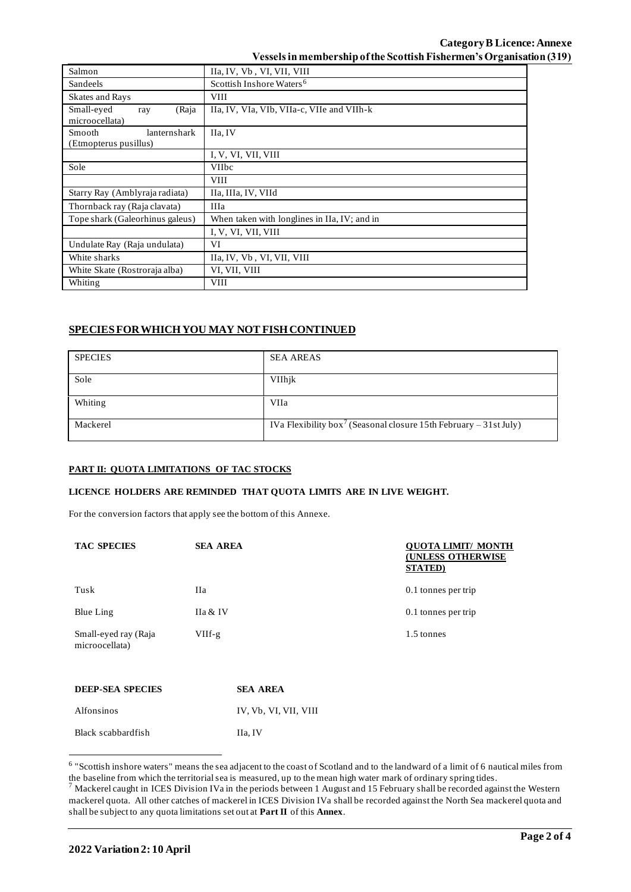| | |
|---|---|
| Salmon | IIa, IV, Vb , VI, VII, VIII |
| Sandeels | Scottish Inshore Waters[6] |
| Skates and Rays | VIII |
| Small-eyed ray (Raja microocellata) | IIa, IV, VIa, VIb, VIIa-c, VIIe and VIIh-k |
| Smooth lanternshark (Etmopterus pusillus) | IIa, IV |
| | I, V, VI, VII, VIII |
| Sole | VIIbc |
| | VIII |
| Starry Ray (Amblyraja radiata) | IIa, IIIa, IV, VIId |
| Thornback ray (Raja clavata) | IIIa |
| Tope shark (Galeorhinus galeus) | When taken with longlines in IIa, IV; and in |
| | I, V, VI, VII, VIII |
| Undulate Ray (Raja undulata) | VI |
| White sharks | IIa, IV, Vb , VI, VII, VIII |
| White Skate (Rostroraja alba) | VI, VII, VIII |
| Whiting | VIII |

## SPECIES FOR WHICH YOU MAY NOT FISH CONTINUED

| SPECIES | SEA AREAS |
|---|---|
| Sole | VIIhjk |
| Whiting | VIIa |
| Mackerel | IVa Flexibility box[7] (Seasonal closure 15th February – 31st July) |

### PART II: QUOTA LIMITATIONS OF TAC STOCKS

**LICENCE HOLDERS ARE REMINDED THAT QUOTA LIMITS ARE IN LIVE WEIGHT.**

For the conversion factors that apply see the bottom of this Annexe.

| TAC SPECIES | SEA AREA | QUOTA LIMIT/ MONTH (UNLESS OTHERWISE STATED) |
|---|---|---|
| Tusk | IIa | 0.1 tonnes per trip |
| Blue Ling | IIa & IV | 0.1 tonnes per trip |
| Small-eyed ray (Raja microocellata) | VIIf-g | 1.5 tonnes |

| DEEP-SEA SPECIES | SEA AREA |
|---|---|
| Alfonsinos | IV, Vb, VI, VII, VIII |
| Black scabbardfish | IIa, IV |

[6] "Scottish inshore waters" means the sea adjacent to the coast of Scotland and to the landward of a limit of 6 nautical miles from the baseline from which the territorial sea is measured, up to the mean high water mark of ordinary spring tides.

[7] Mackerel caught in ICES Division IVa in the periods between 1 August and 15 February shall be recorded against the Western mackerel quota. All other catches of mackerel in ICES Division IVa shall be recorded against the North Sea mackerel quota and shall be subject to any quota limitations set out at **Part II** of this **Annex**.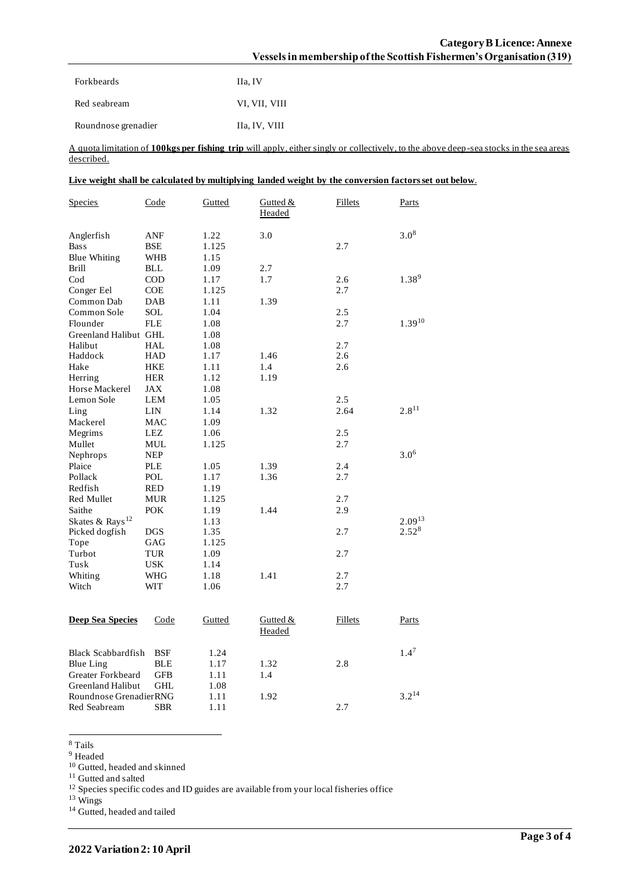| | |
|---|---|
| Forkbeards | IIa, IV |
| Red seabream | VI, VII, VIII |
| Roundnose grenadier | IIa, IV, VIII |

A quota limitation of **100kgs per fishing trip** will apply, either singly or collectively, to the above deep-sea stocks in the sea areas described.

**Live weight shall be calculated by multiplying landed weight by the conversion factors set out below**.

| Species | Code | Gutted | Gutted & Headed | Fillets | Parts |
|---|---|---|---|---|---|
| Anglerfish | ANF | 1.22 | 3.0 | | 3.0[8] |
| Bass | BSE | 1.125 | | 2.7 | |
| Blue Whiting | WHB | 1.15 | | | |
| Brill | BLL | 1.09 | 2.7 | | |
| Cod | COD | 1.17 | 1.7 | 2.6 | 1.38[9] |
| Conger Eel | COE | 1.125 | | 2.7 | |
| Common Dab | DAB | 1.11 | 1.39 | | |
| Common Sole | SOL | 1.04 | | 2.5 | |
| Flounder | FLE | 1.08 | | 2.7 | 1.39[10] |
| Greenland Halibut | GHL | 1.08 | | | |
| Halibut | HAL | 1.08 | | 2.7 | |
| Haddock | HAD | 1.17 | 1.46 | 2.6 | |
| Hake | HKE | 1.11 | 1.4 | 2.6 | |
| Herring | HER | 1.12 | 1.19 | | |
| Horse Mackerel | JAX | 1.08 | | | |
| Lemon Sole | LEM | 1.05 | | 2.5 | |
| Ling | LIN | 1.14 | 1.32 | 2.64 | 2.8[11] |
| Mackerel | MAC | 1.09 | | | |
| Megrims | LEZ | 1.06 | | 2.5 | |
| Mullet | MUL | 1.125 | | 2.7 | |
| Nephrops | NEP | | | | 3.0[6] |
| Plaice | PLE | 1.05 | 1.39 | 2.4 | |
| Pollack | POL | 1.17 | 1.36 | 2.7 | |
| Redfish | RED | 1.19 | | | |
| Red Mullet | MUR | 1.125 | | 2.7 | |
| Saithe | POK | 1.19 | 1.44 | 2.9 | |
| Skates & Rays[12] | | 1.13 | | | 2.09[13] |
| Picked dogfish | DGS | 1.35 | | 2.7 | 2.52[8] |
| Tope | GAG | 1.125 | | | |
| Turbot | TUR | 1.09 | | 2.7 | |
| Tusk | USK | 1.14 | | | |
| Whiting | WHG | 1.18 | 1.41 | 2.7 | |
| Witch | WIT | 1.06 | | 2.7 | |

| **Deep Sea Species** | Code | Gutted | Gutted & Headed | Fillets | Parts |
|---|---|---|---|---|---|
| Black Scabbardfish | BSF | 1.24 | | | 1.4[7] |
| Blue Ling | BLE | 1.17 | 1.32 | 2.8 | |
| Greater Forkbeard | GFB | 1.11 | 1.4 | | |
| Greenland Halibut | GHL | 1.08 | | | |
| Roundnose Grenadier | RNG | 1.11 | 1.92 | | 3.2[14] |
| Red Seabream | SBR | 1.11 | | 2.7 | |

[8] Tails

[9] Headed

[10] Gutted, headed and skinned

[11] Gutted and salted

[12] Species specific codes and ID guides are available from your local fisheries office

[13] Wings

[14] Gutted, headed and tailed